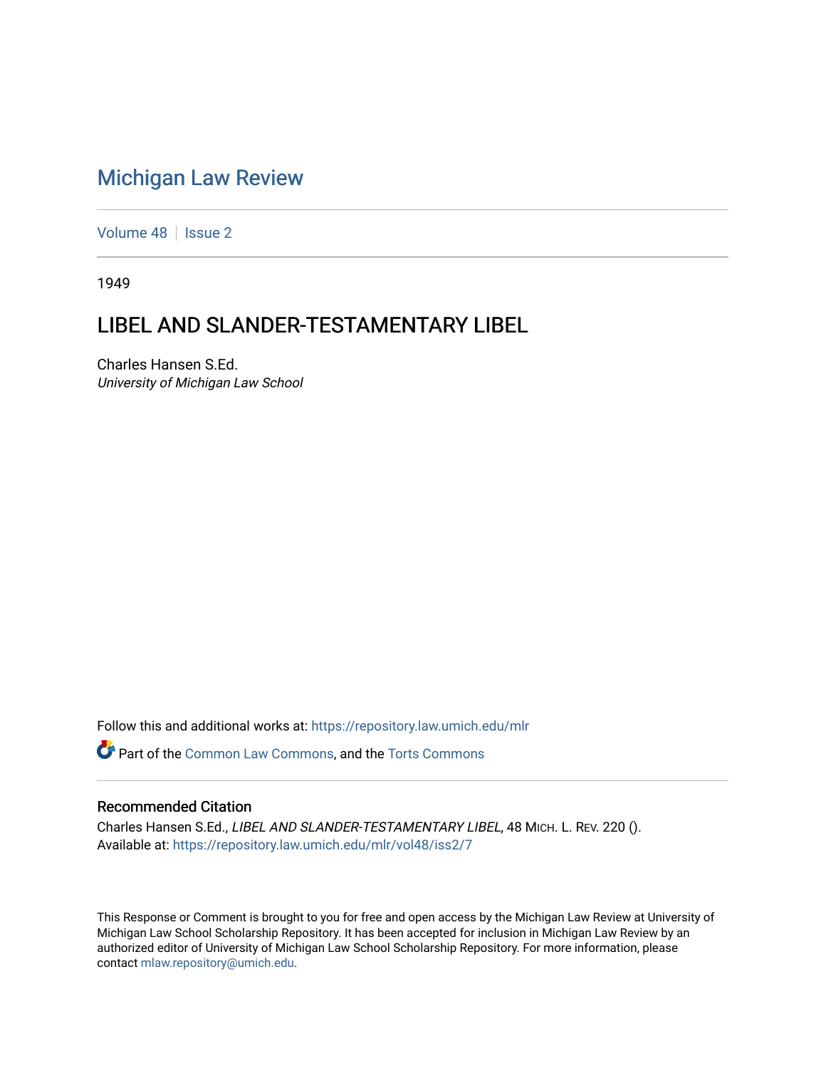# Michigan Law Review

Volume 48 | Issue 2

1949

## LIBEL AND SLANDER-TESTAMENTARY LIBEL

Charles Hansen S.Ed.
*University of Michigan Law School*

Follow this and additional works at: https://repository.law.umich.edu/mlr

Part of the Common Law Commons, and the Torts Commons

### Recommended Citation

Charles Hansen S.Ed., *LIBEL AND SLANDER-TESTAMENTARY LIBEL*, 48 MICH. L. REV. 220 ().
Available at: https://repository.law.umich.edu/mlr/vol48/iss2/7

This Response or Comment is brought to you for free and open access by the Michigan Law Review at University of Michigan Law School Scholarship Repository. It has been accepted for inclusion in Michigan Law Review by an authorized editor of University of Michigan Law School Scholarship Repository. For more information, please contact mlaw.repository@umich.edu.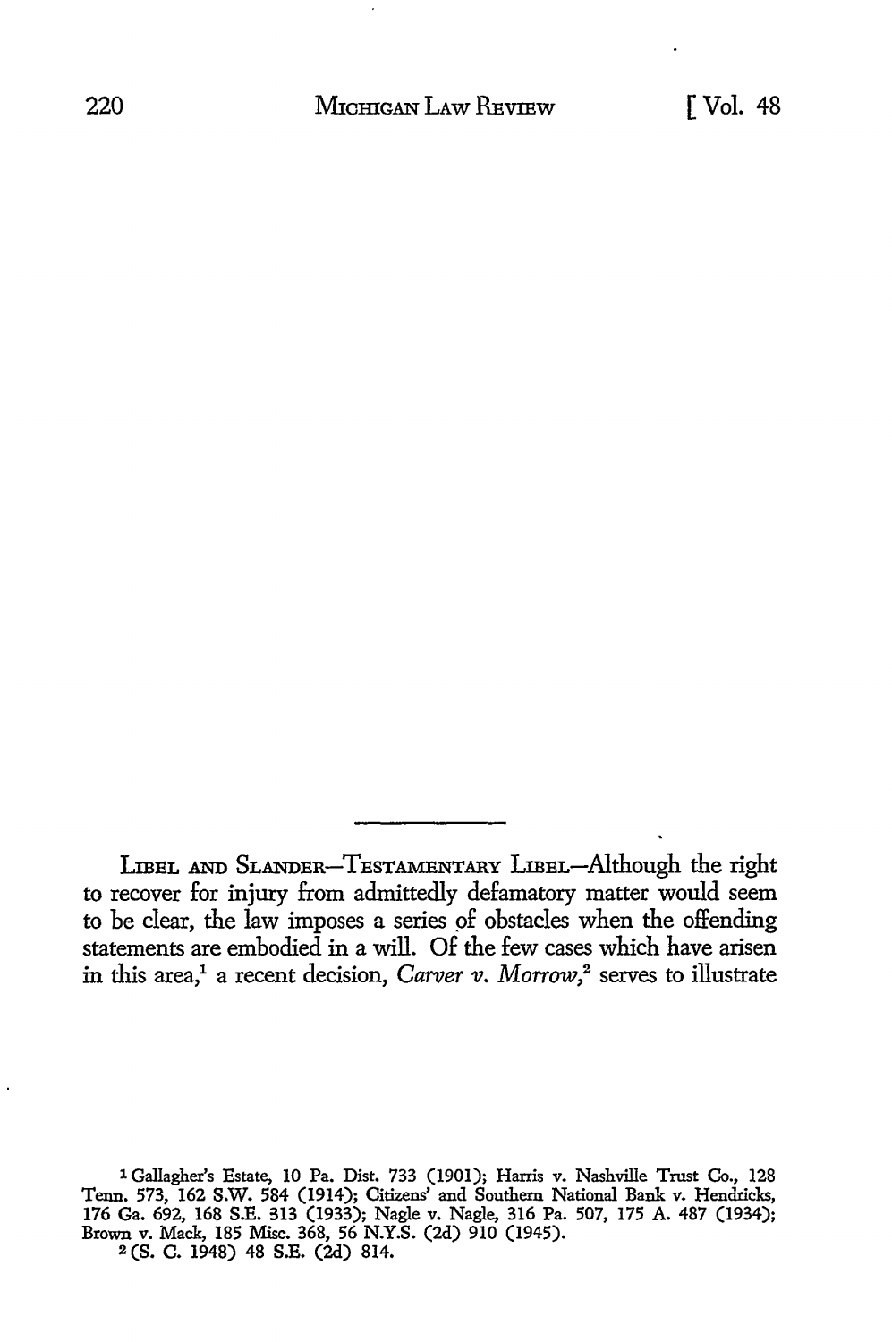LIBEL AND SLANDER—TESTAMENTARY LIBEL—Although the right to recover for injury from admittedly defamatory matter would seem to be clear, the law imposes a series of obstacles when the offending statements are embodied in a will. Of the few cases which have arisen in this area,[1] a recent decision, *Carver v. Morrow*,[2] serves to illustrate

---

[1] Gallagher's Estate, 10 Pa. Dist. 733 (1901); Harris v. Nashville Trust Co., 128 Tenn. 573, 162 S.W. 584 (1914); Citizens' and Southern National Bank v. Hendricks, 176 Ga. 692, 168 S.E. 313 (1933); Nagle v. Nagle, 316 Pa. 507, 175 A. 487 (1934); Brown v. Mack, 185 Misc. 368, 56 N.Y.S. (2d) 910 (1945).

[2] (S. C. 1948) 48 S.E. (2d) 814.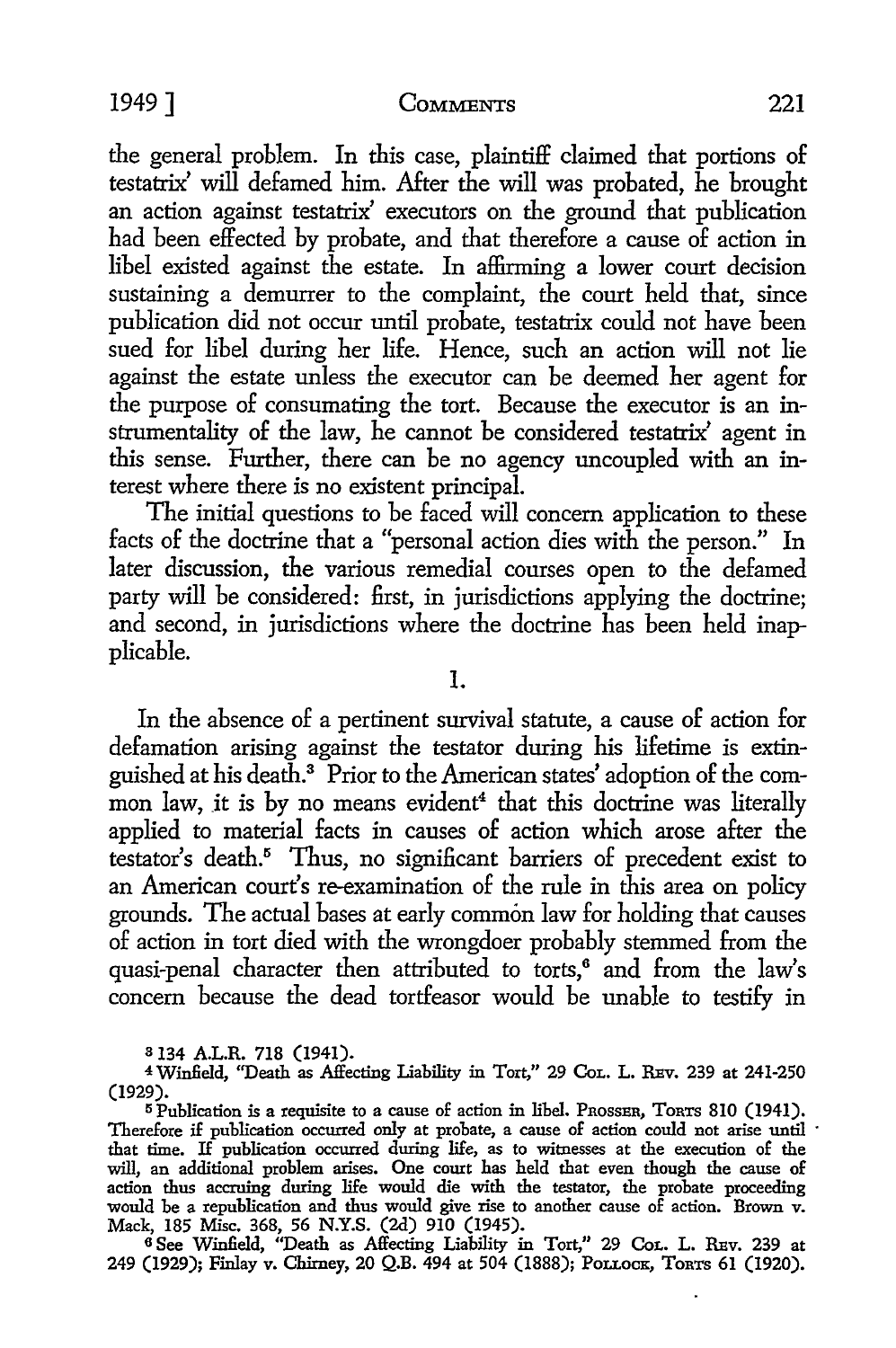the general problem. In this case, plaintiff claimed that portions of testatrix' will defamed him. After the will was probated, he brought an action against testatrix' executors on the ground that publication had been effected by probate, and that therefore a cause of action in libel existed against the estate. In affirming a lower court decision sustaining a demurrer to the complaint, the court held that, since publication did not occur until probate, testatrix could not have been sued for libel during her life. Hence, such an action will not lie against the estate unless the executor can be deemed her agent for the purpose of consumating the tort. Because the executor is an instrumentality of the law, he cannot be considered testatrix' agent in this sense. Further, there can be no agency uncoupled with an interest where there is no existent principal.

The initial questions to be faced will concern application to these facts of the doctrine that a "personal action dies with the person." In later discussion, the various remedial courses open to the defamed party will be considered: first, in jurisdictions applying the doctrine; and second, in jurisdictions where the doctrine has been held inapplicable.

## 1.

In the absence of a pertinent survival statute, a cause of action for defamation arising against the testator during his lifetime is extinguished at his death.[3] Prior to the American states' adoption of the common law, it is by no means evident[4] that this doctrine was literally applied to material facts in causes of action which arose after the testator's death.[5] Thus, no significant barriers of precedent exist to an American court's re-examination of the rule in this area on policy grounds. The actual bases at early common law for holding that causes of action in tort died with the wrongdoer probably stemmed from the quasi-penal character then attributed to torts,[6] and from the law's concern because the dead tortfeasor would be unable to testify in

---

[3] 134 A.L.R. 718 (1941).

[4] Winfield, "Death as Affecting Liability in Tort," 29 COL. L. REV. 239 at 241-250 (1929).

[5] Publication is a requisite to a cause of action in libel. PROSSER, TORTS 810 (1941). Therefore if publication occurred only at probate, a cause of action could not arise until that time. If publication occurred during life, as to witnesses at the execution of the will, an additional problem arises. One court has held that even though the cause of action thus accruing during life would die with the testator, the probate proceeding would be a republication and thus would give rise to another cause of action. Brown v. Mack, 185 Misc. 368, 56 N.Y.S. (2d) 910 (1945).

[6] See Winfield, "Death as Affecting Liability in Tort," 29 COL. L. REV. 239 at 249 (1929); Finlay v. Chirney, 20 Q.B. 494 at 504 (1888); POLLOCK, TORTS 61 (1920).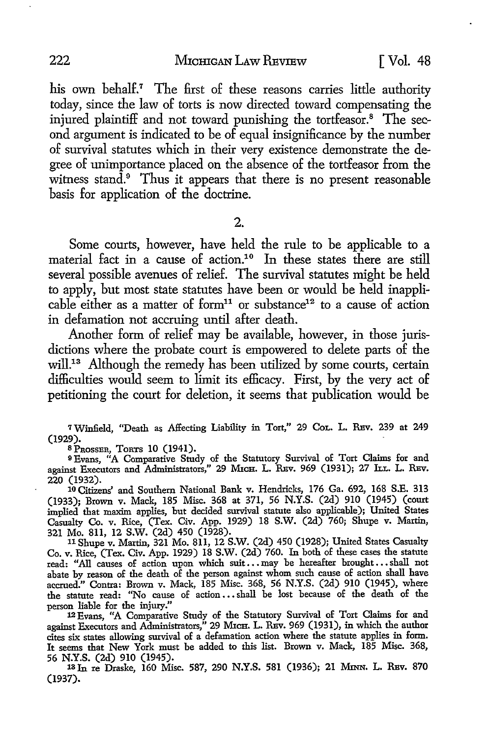his own behalf.[7] The first of these reasons carries little authority today, since the law of torts is now directed toward compensating the injured plaintiff and not toward punishing the tortfeasor.[8] The second argument is indicated to be of equal insignificance by the number of survival statutes which in their very existence demonstrate the degree of unimportance placed on the absence of the tortfeasor from the witness stand.[9] Thus it appears that there is no present reasonable basis for application of the doctrine.

2.

Some courts, however, have held the rule to be applicable to a material fact in a cause of action.[10] In these states there are still several possible avenues of relief. The survival statutes might be held to apply, but most state statutes have been or would be held inapplicable either as a matter of form[11] or substance[12] to a cause of action in defamation not accruing until after death.

Another form of relief may be available, however, in those jurisdictions where the probate court is empowered to delete parts of the will.[13] Although the remedy has been utilized by some courts, certain difficulties would seem to limit its efficacy. First, by the very act of petitioning the court for deletion, it seems that publication would be

---

[7] Winfield, "Death as Affecting Liability in Tort," 29 Col. L. Rev. 239 at 249 (1929).

[8] Prosser, Torts 10 (1941).

[9] Evans, "A Comparative Study of the Statutory Survival of Tort Claims for and against Executors and Administrators," 29 Mich. L. Rev. 969 (1931); 27 Ill. L. Rev. 220 (1932).

[10] Citizens' and Southern National Bank v. Hendricks, 176 Ga. 692, 168 S.E. 313 (1933); Brown v. Mack, 185 Misc. 368 at 371, 56 N.Y.S. (2d) 910 (1945) (court implied that maxim applies, but decided survival statute also applicable); United States Casualty Co. v. Rice, (Tex. Civ. App. 1929) 18 S.W. (2d) 760; Shupe v. Martin, 321 Mo. 811, 12 S.W. (2d) 450 (1928).

[11] Shupe v. Martin, 321 Mo. 811, 12 S.W. (2d) 450 (1928); United States Casualty Co. v. Rice, (Tex. Civ. App. 1929) 18 S.W. (2d) 760. In both of these cases the statute read: "All causes of action upon which suit... may be hereafter brought... shall not abate by reason of the death of the person against whom such cause of action shall have accrued." Contra: Brown v. Mack, 185 Misc. 368, 56 N.Y.S. (2d) 910 (1945), where the statute read: "No cause of action... shall be lost because of the death of the person liable for the injury."

[12] Evans, "A Comparative Study of the Statutory Survival of Tort Claims for and against Executors and Administrators," 29 Mich. L. Rev. 969 (1931), in which the author cites six states allowing survival of a defamation action where the statute applies in form. It seems that New York must be added to this list. Brown v. Mack, 185 Misc. 368, 56 N.Y.S. (2d) 910 (1945).

[13] In re Draske, 160 Misc. 587, 290 N.Y.S. 581 (1936); 21 Minn. L. Rev. 870 (1937).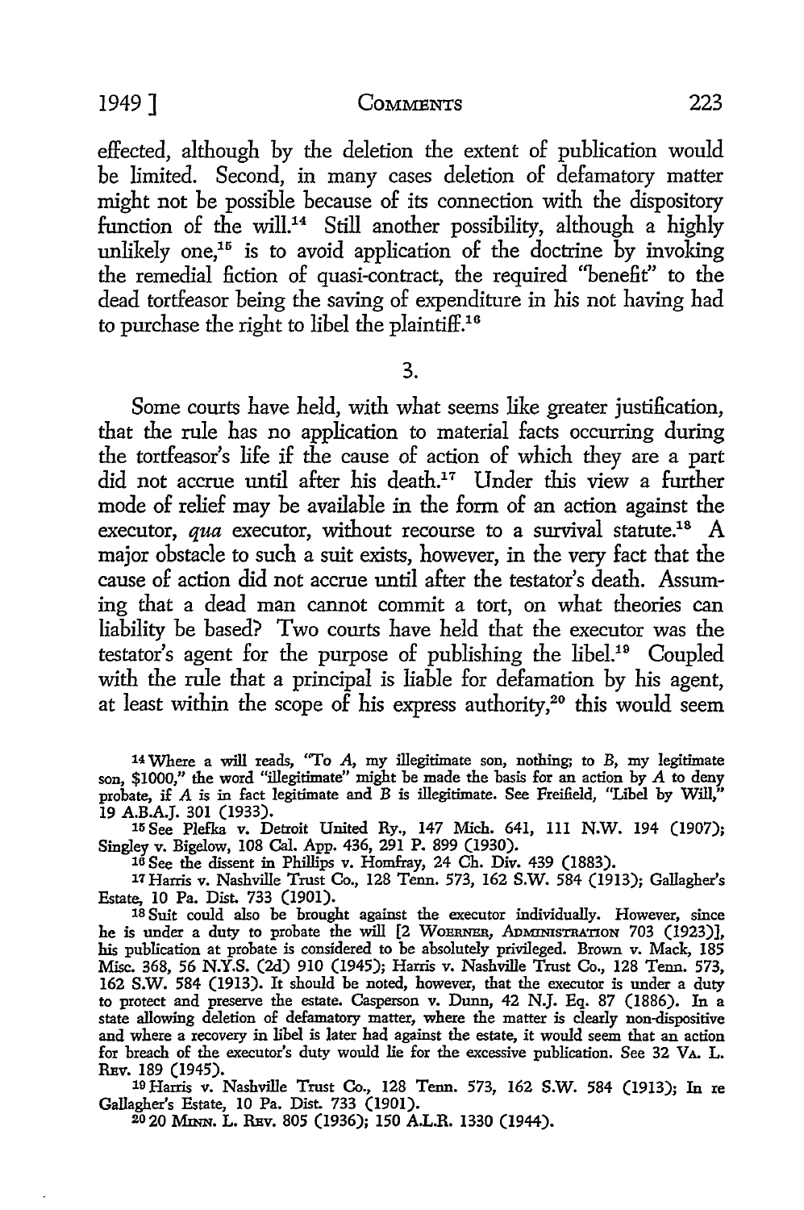effected, although by the deletion the extent of publication would be limited. Second, in many cases deletion of defamatory matter might not be possible because of its connection with the dispository function of the will.[14] Still another possibility, although a highly unlikely one,[15] is to avoid application of the doctrine by invoking the remedial fiction of quasi-contract, the required "benefit" to the dead tortfeasor being the saving of expenditure in his not having had to purchase the right to libel the plaintiff.[16]

3.

Some courts have held, with what seems like greater justification, that the rule has no application to material facts occurring during the tortfeasor's life if the cause of action of which they are a part did not accrue until after his death.[17] Under this view a further mode of relief may be available in the form of an action against the executor, *qua* executor, without recourse to a survival statute.[18] A major obstacle to such a suit exists, however, in the very fact that the cause of action did not accrue until after the testator's death. Assuming that a dead man cannot commit a tort, on what theories can liability be based? Two courts have held that the executor was the testator's agent for the purpose of publishing the libel.[19] Coupled with the rule that a principal is liable for defamation by his agent, at least within the scope of his express authority,[20] this would seem

---

[14] Where a will reads, "To A, my illegitimate son, nothing; to B, my legitimate son, \$1000," the word "illegitimate" might be made the basis for an action by A to deny probate, if A is in fact legitimate and B is illegitimate. See Freifield, "Libel by Will," 19 A.B.A.J. 301 (1933).

[15] See Plefka v. Detroit United Ry., 147 Mich. 641, 111 N.W. 194 (1907); Singley v. Bigelow, 108 Cal. App. 436, 291 P. 899 (1930).

[16] See the dissent in Phillips v. Homfray, 24 Ch. Div. 439 (1883).

[17] Harris v. Nashville Trust Co., 128 Tenn. 573, 162 S.W. 584 (1913); Gallagher's Estate, 10 Pa. Dist. 733 (1901).

[18] Suit could also be brought against the executor individually. However, since he is under a duty to probate the will [2 WOERNER, ADMINISTRATION 703 (1923)], his publication at probate is considered to be absolutely privileged. Brown v. Mack, 185 Misc. 368, 56 N.Y.S. (2d) 910 (1945); Harris v. Nashville Trust Co., 128 Tenn. 573, 162 S.W. 584 (1913). It should be noted, however, that the executor is under a duty to protect and preserve the estate. Casperson v. Dunn, 42 N.J. Eq. 87 (1886). In a state allowing deletion of defamatory matter, where the matter is clearly non-dispositive and where a recovery in libel is later had against the estate, it would seem that an action for breach of the executor's duty would lie for the excessive publication. See 32 VA. L. REV. 189 (1945).

[19] Harris v. Nashville Trust Co., 128 Tenn. 573, 162 S.W. 584 (1913); In re Gallagher's Estate, 10 Pa. Dist. 733 (1901).

[20] 20 MINN. L. REV. 805 (1936); 150 A.L.R. 1330 (1944).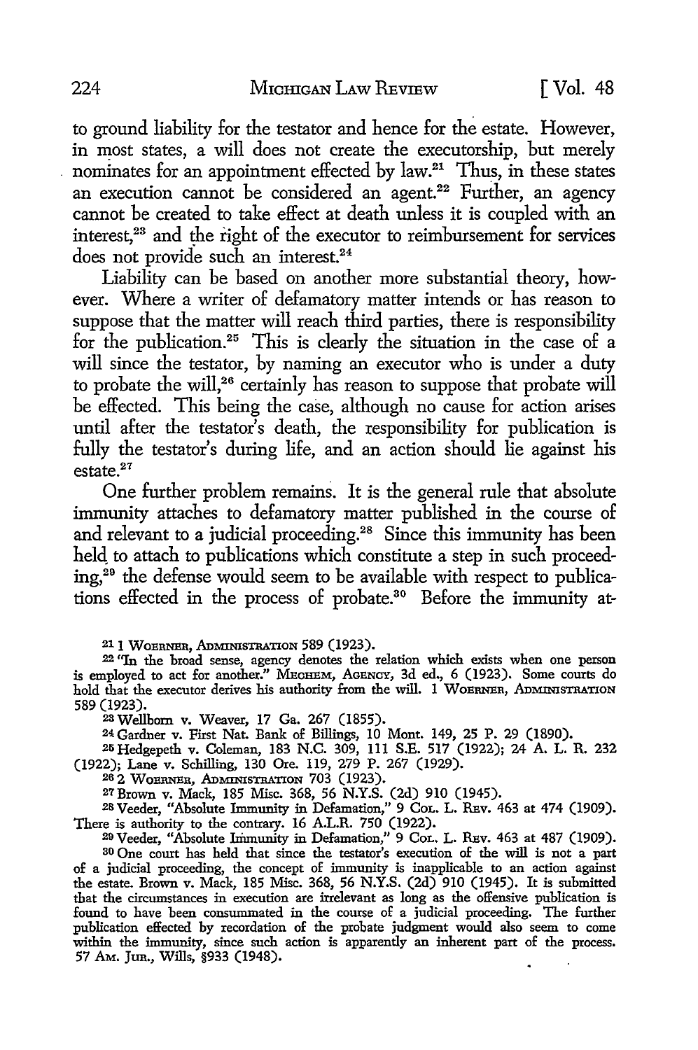to ground liability for the testator and hence for the estate. However, in most states, a will does not create the executorship, but merely nominates for an appointment effected by law.[21] Thus, in these states an execution cannot be considered an agent.[22] Further, an agency cannot be created to take effect at death unless it is coupled with an interest,[23] and the right of the executor to reimbursement for services does not provide such an interest.[24]

Liability can be based on another more substantial theory, however. Where a writer of defamatory matter intends or has reason to suppose that the matter will reach third parties, there is responsibility for the publication.[25] This is clearly the situation in the case of a will since the testator, by naming an executor who is under a duty to probate the will,[26] certainly has reason to suppose that probate will be effected. This being the case, although no cause for action arises until after the testator's death, the responsibility for publication is fully the testator's during life, and an action should lie against his estate.[27]

One further problem remains. It is the general rule that absolute immunity attaches to defamatory matter published in the course of and relevant to a judicial proceeding.[28] Since this immunity has been held to attach to publications which constitute a step in such proceeding,[29] the defense would seem to be available with respect to publications effected in the process of probate.[30] Before the immunity at-

---

[21] 1 WOERNER, ADMINISTRATION 589 (1923).

[22] "In the broad sense, agency denotes the relation which exists when one person is employed to act for another." MECHEM, AGENCY, 3d ed., 6 (1923). Some courts do hold that the executor derives his authority from the will. 1 WOERNER, ADMINISTRATION 589 (1923).

[23] Wellborn v. Weaver, 17 Ga. 267 (1855).

[24] Gardner v. First Nat. Bank of Billings, 10 Mont. 149, 25 P. 29 (1890).

[25] Hedgepeth v. Coleman, 183 N.C. 309, 111 S.E. 517 (1922); 24 A. L. R. 232 (1922); Lane v. Schilling, 130 Ore. 119, 279 P. 267 (1929).

[26] 2 WOERNER, ADMINISTRATION 703 (1923).

[27] Brown v. Mack, 185 Misc. 368, 56 N.Y.S. (2d) 910 (1945).

[28] Veeder, "Absolute Immunity in Defamation," 9 COL. L. REV. 463 at 474 (1909). There is authority to the contrary. 16 A.L.R. 750 (1922).

[29] Veeder, "Absolute Immunity in Defamation," 9 COL. L. REV. 463 at 487 (1909).

[30] One court has held that since the testator's execution of the will is not a part of a judicial proceeding, the concept of immunity is inapplicable to an action against the estate. Brown v. Mack, 185 Misc. 368, 56 N.Y.S. (2d) 910 (1945). It is submitted that the circumstances in execution are irrelevant as long as the offensive publication is found to have been consummated in the course of a judicial proceeding. The further publication effected by recordation of the probate judgment would also seem to come within the immunity, since such action is apparently an inherent part of the process. 57 AM. JUR., Wills, §933 (1948).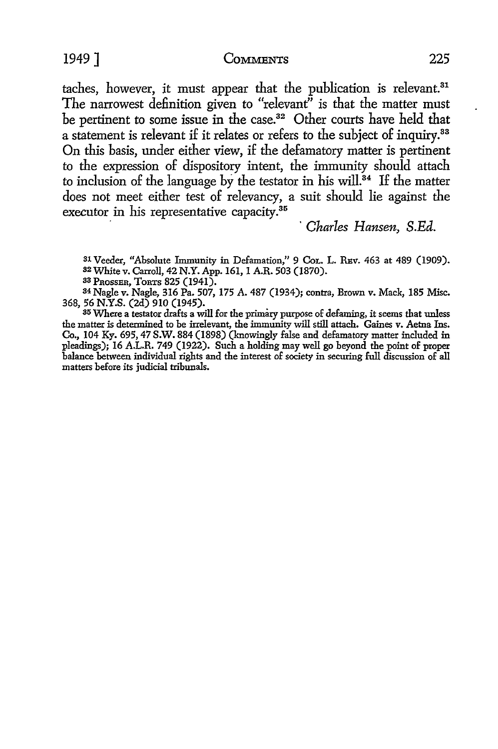taches, however, it must appear that the publication is relevant.[31] The narrowest definition given to "relevant" is that the matter must be pertinent to some issue in the case.[32] Other courts have held that a statement is relevant if it relates or refers to the subject of inquiry.[33] On this basis, under either view, if the defamatory matter is pertinent to the expression of dispository intent, the immunity should attach to inclusion of the language by the testator in his will.[34] If the matter does not meet either test of relevancy, a suit should lie against the executor in his representative capacity.[35]

*Charles Hansen, S.Ed.*

---

[31] Veeder, "Absolute Immunity in Defamation," 9 Col. L. Rev. 463 at 489 (1909).

[32] White v. Carroll, 42 N.Y. App. 161, 1 A.R. 503 (1870).

[33] Prosser, Torts 825 (1941).

[34] Nagle v. Nagle, 316 Pa. 507, 175 A. 487 (1934); contra, Brown v. Mack, 185 Misc. 368, 56 N.Y.S. (2d) 910 (1945).

[35] Where a testator drafts a will for the primary purpose of defaming, it seems that unless the matter is determined to be irrelevant, the immunity will still attach. Gaines v. Aetna Ins. Co., 104 Ky. 695, 47 S.W. 884 (1898) (knowingly false and defamatory matter included in pleadings); 16 A.L.R. 749 (1922). Such a holding may well go beyond the point of proper balance between individual rights and the interest of society in securing full discussion of all matters before its judicial tribunals.